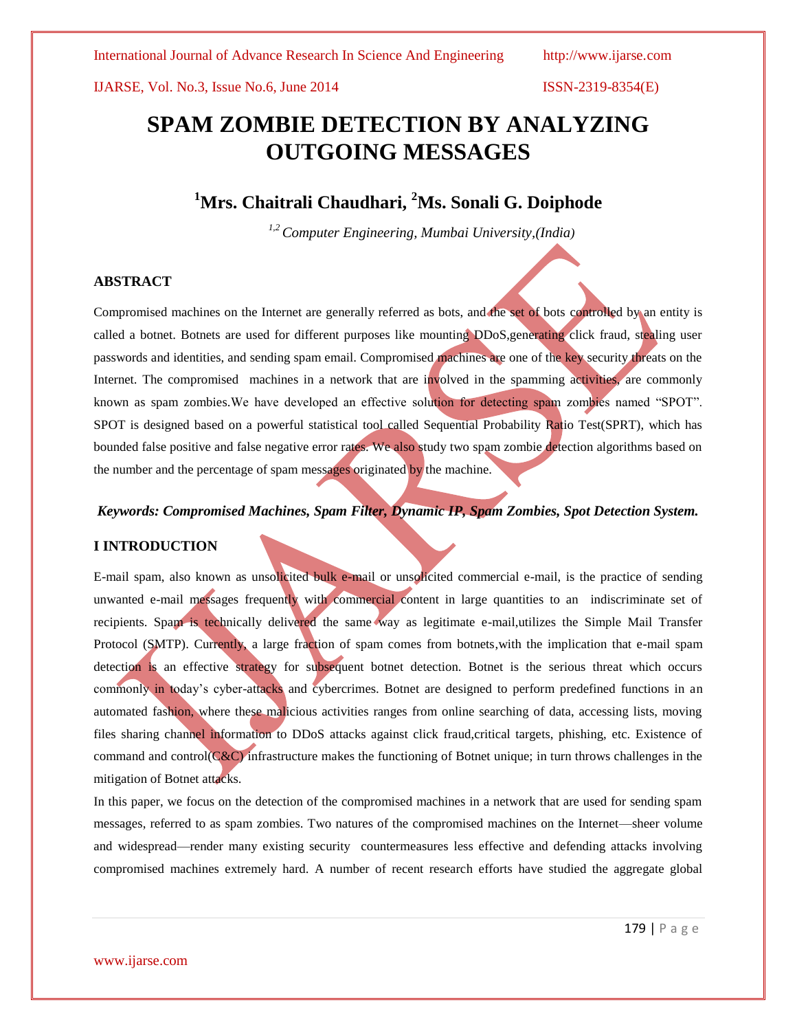# SPAM ZOMBIE DETECTION BY ANALYZING OUTGOING MESSAGES

## [1]Mrs. Chaitrali Chaudhari, [2]Ms. Sonali G. Doiphode

*[1,2] Computer Engineering, Mumbai University,(India)*

### ABSTRACT

Compromised machines on the Internet are generally referred as bots, and the set of bots controlled by an entity is called a botnet. Botnets are used for different purposes like mounting DDoS,generating click fraud, stealing user passwords and identities, and sending spam email. Compromised machines are one of the key security threats on the Internet. The compromised machines in a network that are involved in the spamming activities, are commonly known as spam zombies.We have developed an effective solution for detecting spam zombies named "SPOT". SPOT is designed based on a powerful statistical tool called Sequential Probability Ratio Test(SPRT), which has bounded false positive and false negative error rates. We also study two spam zombie detection algorithms based on the number and the percentage of spam messages originated by the machine.

***Keywords: Compromised Machines, Spam Filter, Dynamic IP, Spam Zombies, Spot Detection System.***

### I INTRODUCTION

E-mail spam, also known as unsolicited bulk e-mail or unsolicited commercial e-mail, is the practice of sending unwanted e-mail messages frequently with commercial content in large quantities to an indiscriminate set of recipients. Spam is technically delivered the same way as legitimate e-mail,utilizes the Simple Mail Transfer Protocol (SMTP). Currently, a large fraction of spam comes from botnets,with the implication that e-mail spam detection is an effective strategy for subsequent botnet detection. Botnet is the serious threat which occurs commonly in today's cyber-attacks and cybercrimes. Botnet are designed to perform predefined functions in an automated fashion, where these malicious activities ranges from online searching of data, accessing lists, moving files sharing channel information to DDoS attacks against click fraud,critical targets, phishing, etc. Existence of command and control(C&C) infrastructure makes the functioning of Botnet unique; in turn throws challenges in the mitigation of Botnet attacks.

In this paper, we focus on the detection of the compromised machines in a network that are used for sending spam messages, referred to as spam zombies. Two natures of the compromised machines on the Internet—sheer volume and widespread—render many existing security countermeasures less effective and defending attacks involving compromised machines extremely hard. A number of recent research efforts have studied the aggregate global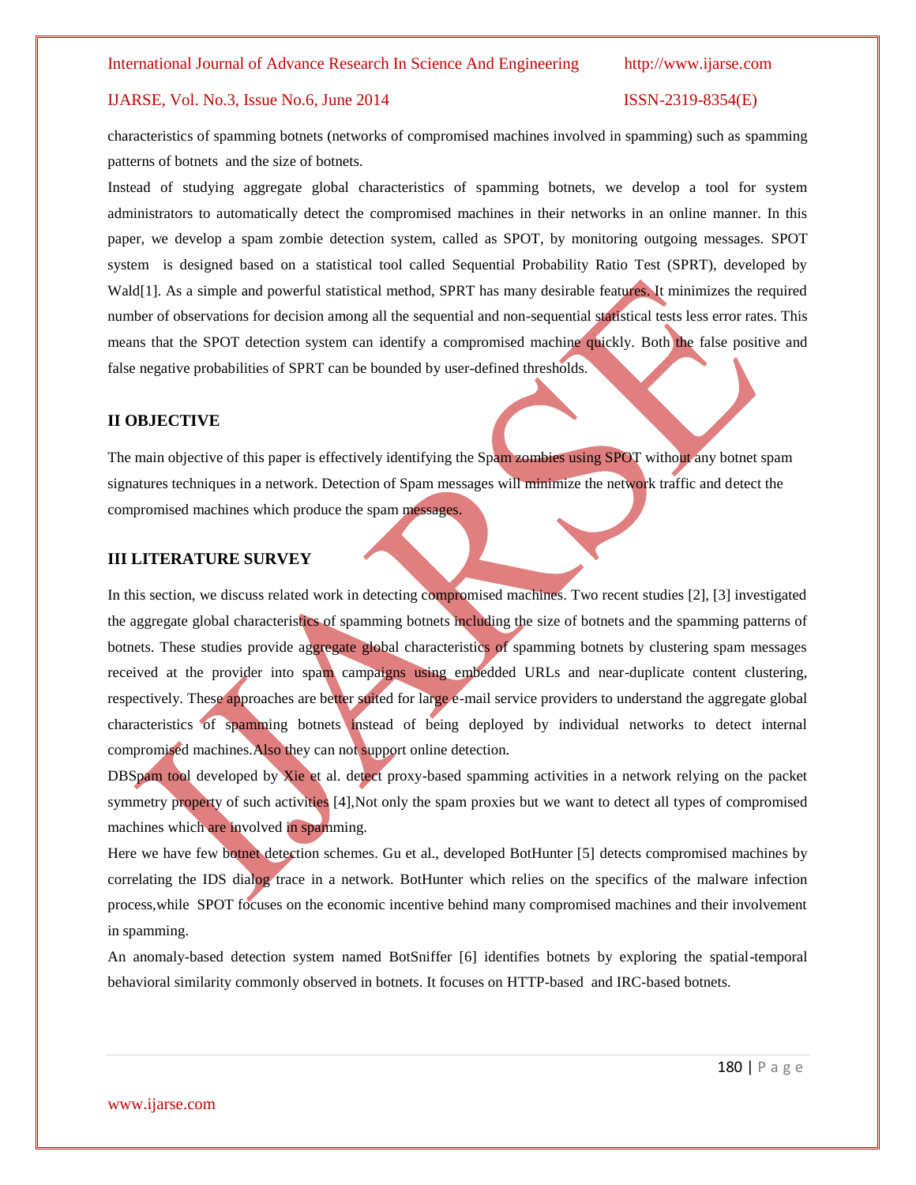characteristics of spamming botnets (networks of compromised machines involved in spamming) such as spamming patterns of botnets and the size of botnets.

Instead of studying aggregate global characteristics of spamming botnets, we develop a tool for system administrators to automatically detect the compromised machines in their networks in an online manner. In this paper, we develop a spam zombie detection system, called as SPOT, by monitoring outgoing messages. SPOT system is designed based on a statistical tool called Sequential Probability Ratio Test (SPRT), developed by Wald[1]. As a simple and powerful statistical method, SPRT has many desirable features. It minimizes the required number of observations for decision among all the sequential and non-sequential statistical tests less error rates. This means that the SPOT detection system can identify a compromised machine quickly. Both the false positive and false negative probabilities of SPRT can be bounded by user-defined thresholds.

## II OBJECTIVE

The main objective of this paper is effectively identifying the Spam zombies using SPOT without any botnet spam signatures techniques in a network. Detection of Spam messages will minimize the network traffic and detect the compromised machines which produce the spam messages.

## III LITERATURE SURVEY

In this section, we discuss related work in detecting compromised machines. Two recent studies [2], [3] investigated the aggregate global characteristics of spamming botnets including the size of botnets and the spamming patterns of botnets. These studies provide aggregate global characteristics of spamming botnets by clustering spam messages received at the provider into spam campaigns using embedded URLs and near-duplicate content clustering, respectively. These approaches are better suited for large e-mail service providers to understand the aggregate global characteristics of spamming botnets instead of being deployed by individual networks to detect internal compromised machines.Also they can not support online detection.

DBSpam tool developed by Xie et al. detect proxy-based spamming activities in a network relying on the packet symmetry property of such activities [4],Not only the spam proxies but we want to detect all types of compromised machines which are involved in spamming.

Here we have few botnet detection schemes. Gu et al., developed BotHunter [5] detects compromised machines by correlating the IDS dialog trace in a network. BotHunter which relies on the specifics of the malware infection process,while SPOT focuses on the economic incentive behind many compromised machines and their involvement in spamming.

An anomaly-based detection system named BotSniffer [6] identifies botnets by exploring the spatial-temporal behavioral similarity commonly observed in botnets. It focuses on HTTP-based and IRC-based botnets.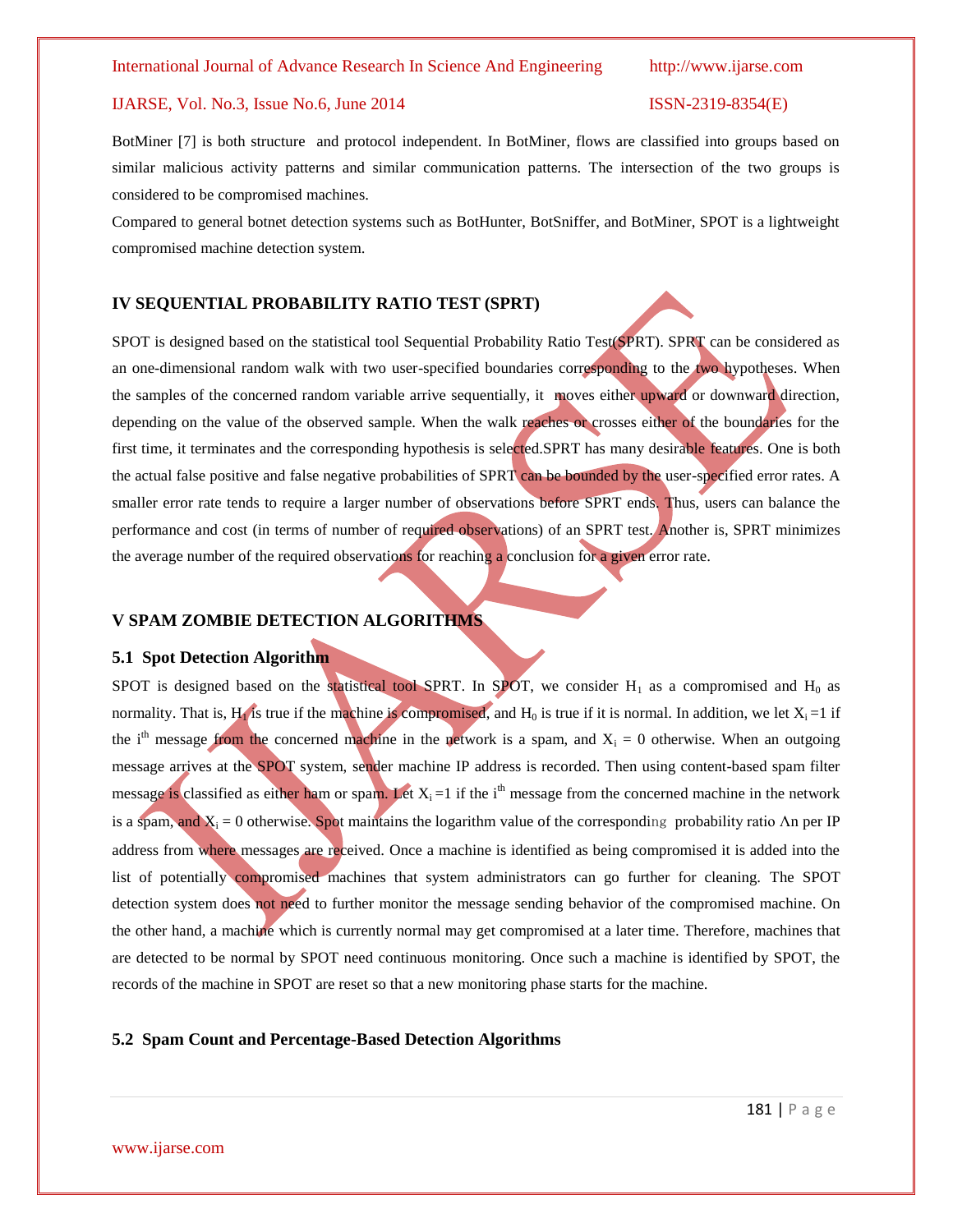BotMiner [7] is both structure and protocol independent. In BotMiner, flows are classified into groups based on similar malicious activity patterns and similar communication patterns. The intersection of the two groups is considered to be compromised machines.

Compared to general botnet detection systems such as BotHunter, BotSniffer, and BotMiner, SPOT is a lightweight compromised machine detection system.

## IV SEQUENTIAL PROBABILITY RATIO TEST (SPRT)

SPOT is designed based on the statistical tool Sequential Probability Ratio Test(SPRT). SPRT can be considered as an one-dimensional random walk with two user-specified boundaries corresponding to the two hypotheses. When the samples of the concerned random variable arrive sequentially, it moves either upward or downward direction, depending on the value of the observed sample. When the walk reaches or crosses either of the boundaries for the first time, it terminates and the corresponding hypothesis is selected.SPRT has many desirable features. One is both the actual false positive and false negative probabilities of SPRT can be bounded by the user-specified error rates. A smaller error rate tends to require a larger number of observations before SPRT ends. Thus, users can balance the performance and cost (in terms of number of required observations) of an SPRT test. Another is, SPRT minimizes the average number of the required observations for reaching a conclusion for a given error rate.

## V SPAM ZOMBIE DETECTION ALGORITHMS

### 5.1 Spot Detection Algorithm

SPOT is designed based on the statistical tool SPRT. In SPOT, we consider $H_1$ as a compromised and $H_0$ as normality. That is, $H_1$ is true if the machine is compromised, and $H_0$ is true if it is normal. In addition, we let $X_i = 1$ if the $i^{th}$ message from the concerned machine in the network is a spam, and $X_i = 0$ otherwise. When an outgoing message arrives at the SPOT system, sender machine IP address is recorded. Then using content-based spam filter message is classified as either ham or spam. Let $X_i = 1$ if the $i^{th}$ message from the concerned machine in the network is a spam, and $X_i = 0$ otherwise. Spot maintains the logarithm value of the corresponding probability ratio $\Lambda n$ per IP address from where messages are received. Once a machine is identified as being compromised it is added into the list of potentially compromised machines that system administrators can go further for cleaning. The SPOT detection system does not need to further monitor the message sending behavior of the compromised machine. On the other hand, a machine which is currently normal may get compromised at a later time. Therefore, machines that are detected to be normal by SPOT need continuous monitoring. Once such a machine is identified by SPOT, the records of the machine in SPOT are reset so that a new monitoring phase starts for the machine.

### 5.2 Spam Count and Percentage-Based Detection Algorithms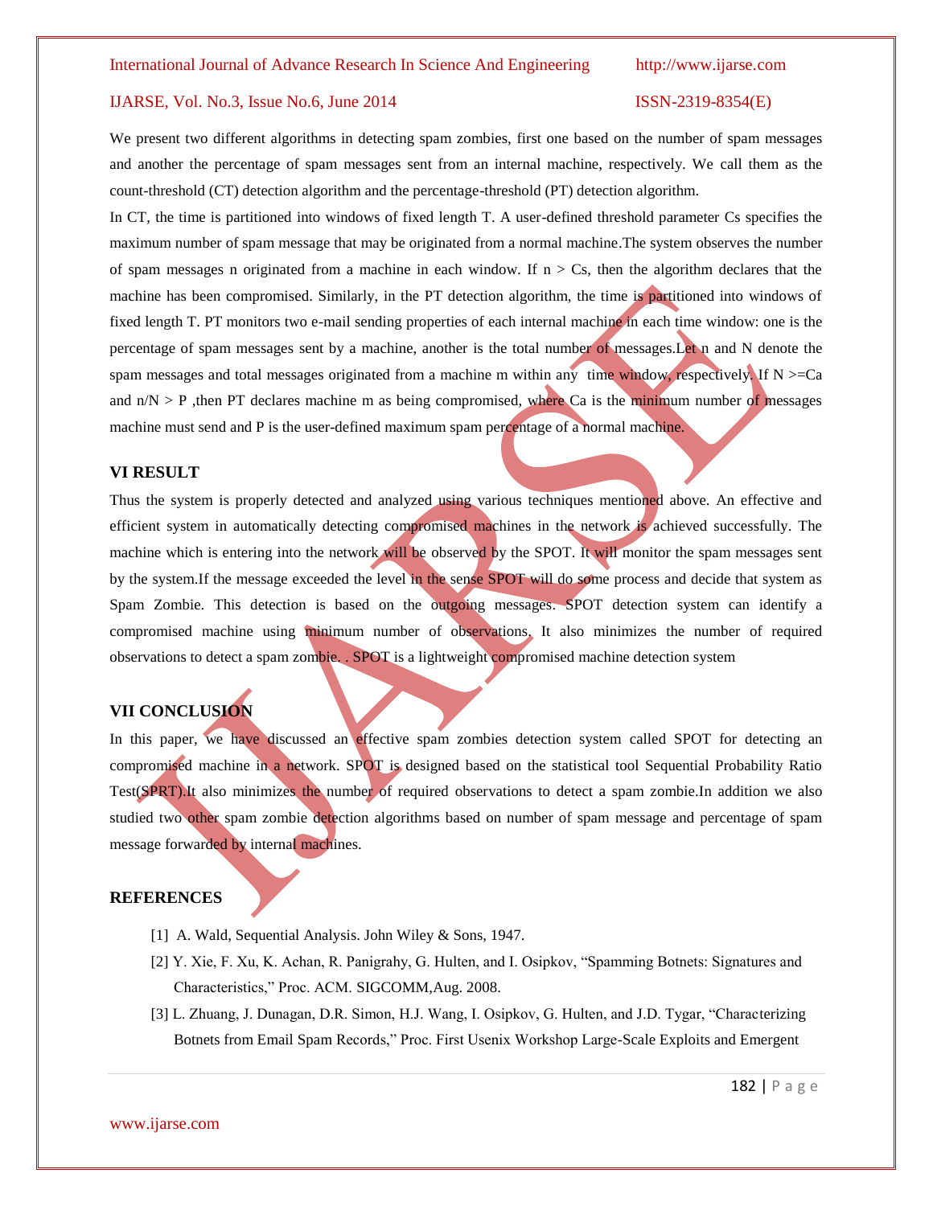We present two different algorithms in detecting spam zombies, first one based on the number of spam messages and another the percentage of spam messages sent from an internal machine, respectively. We call them as the count-threshold (CT) detection algorithm and the percentage-threshold (PT) detection algorithm.

In CT, the time is partitioned into windows of fixed length T. A user-defined threshold parameter Cs specifies the maximum number of spam message that may be originated from a normal machine.The system observes the number of spam messages n originated from a machine in each window. If $n > Cs$, then the algorithm declares that the machine has been compromised. Similarly, in the PT detection algorithm, the time is partitioned into windows of fixed length T. PT monitors two e-mail sending properties of each internal machine in each time window: one is the percentage of spam messages sent by a machine, another is the total number of messages.Let n and N denote the spam messages and total messages originated from a machine m within any time window, respectively. If $N >= Ca$ and $n/N > P$ ,then PT declares machine m as being compromised, where Ca is the minimum number of messages machine must send and P is the user-defined maximum spam percentage of a normal machine.

## VI RESULT

Thus the system is properly detected and analyzed using various techniques mentioned above. An effective and efficient system in automatically detecting compromised machines in the network is achieved successfully. The machine which is entering into the network will be observed by the SPOT. It will monitor the spam messages sent by the system.If the message exceeded the level in the sense SPOT will do some process and decide that system as Spam Zombie. This detection is based on the outgoing messages. SPOT detection system can identify a compromised machine using minimum number of observations. It also minimizes the number of required observations to detect a spam zombie. . SPOT is a lightweight compromised machine detection system

## VII CONCLUSION

In this paper, we have discussed an effective spam zombies detection system called SPOT for detecting an compromised machine in a network. SPOT is designed based on the statistical tool Sequential Probability Ratio Test(SPRT).It also minimizes the number of required observations to detect a spam zombie.In addition we also studied two other spam zombie detection algorithms based on number of spam message and percentage of spam message forwarded by internal machines.

## REFERENCES

[1] A. Wald, Sequential Analysis. John Wiley & Sons, 1947.

[2] Y. Xie, F. Xu, K. Achan, R. Panigrahy, G. Hulten, and I. Osipkov, "Spamming Botnets: Signatures and Characteristics," Proc. ACM. SIGCOMM,Aug. 2008.

[3] L. Zhuang, J. Dunagan, D.R. Simon, H.J. Wang, I. Osipkov, G. Hulten, and J.D. Tygar, "Characterizing Botnets from Email Spam Records," Proc. First Usenix Workshop Large-Scale Exploits and Emergent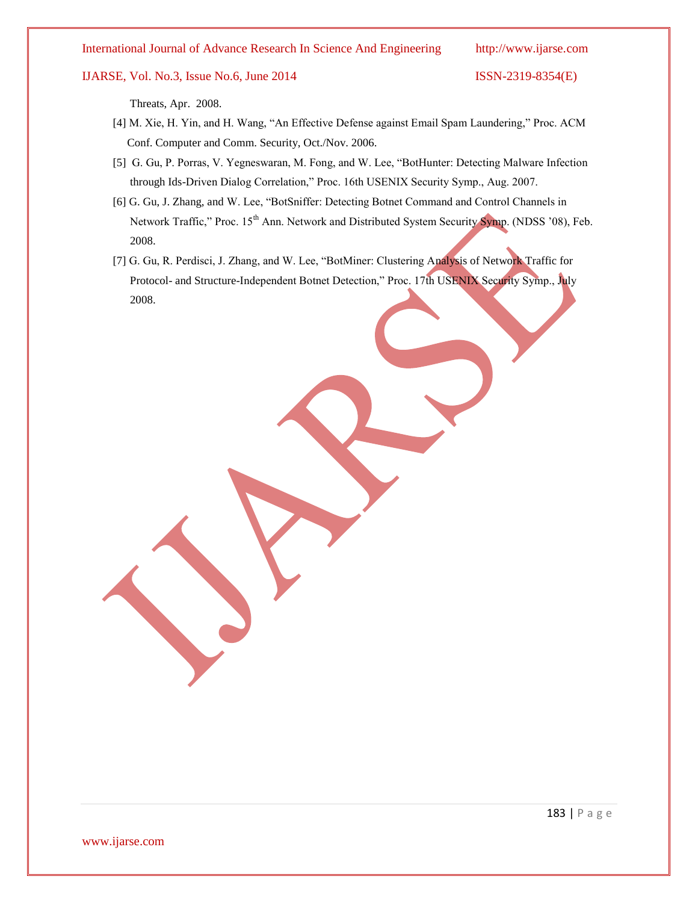Threats, Apr. 2008.

[4] M. Xie, H. Yin, and H. Wang, "An Effective Defense against Email Spam Laundering," Proc. ACM Conf. Computer and Comm. Security, Oct./Nov. 2006.

[5] G. Gu, P. Porras, V. Yegneswaran, M. Fong, and W. Lee, "BotHunter: Detecting Malware Infection through Ids-Driven Dialog Correlation," Proc. 16th USENIX Security Symp., Aug. 2007.

[6] G. Gu, J. Zhang, and W. Lee, "BotSniffer: Detecting Botnet Command and Control Channels in Network Traffic," Proc. 15th Ann. Network and Distributed System Security Symp. (NDSS '08), Feb. 2008.

[7] G. Gu, R. Perdisci, J. Zhang, and W. Lee, "BotMiner: Clustering Analysis of Network Traffic for Protocol- and Structure-Independent Botnet Detection," Proc. 17th USENIX Security Symp., July 2008.